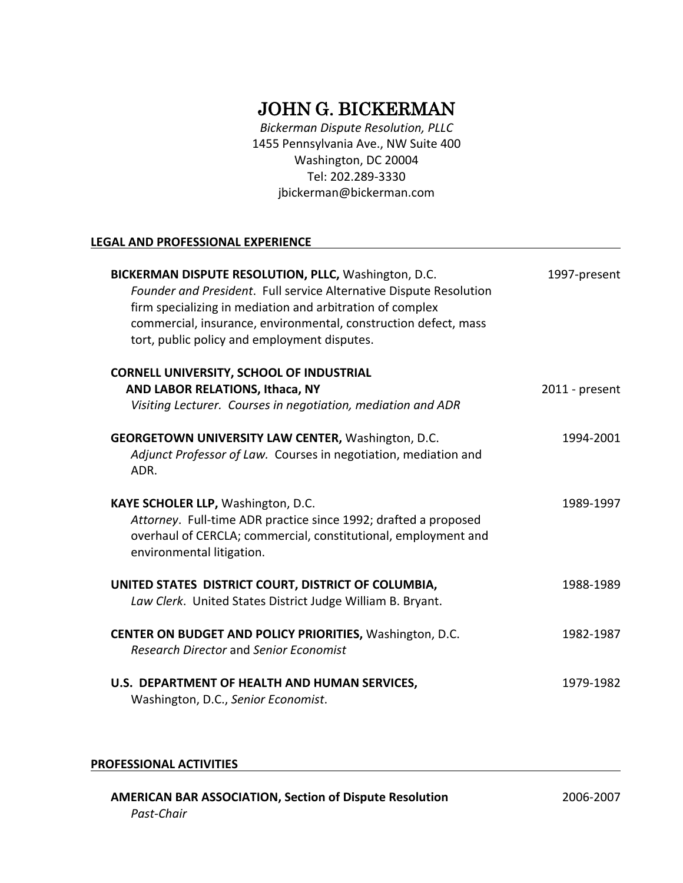# JOHN G. BICKERMAN

*Bickerman Dispute Resolution, PLLC*
1455 Pennsylvania Ave., NW Suite 400
Washington, DC 20004
Tel: 202.289-3330
jbickerman@bickerman.com

## LEGAL AND PROFESSIONAL EXPERIENCE

**BICKERMAN DISPUTE RESOLUTION, PLLC,** Washington, D.C. — 1997-present
*Founder and President*. Full service Alternative Dispute Resolution firm specializing in mediation and arbitration of complex commercial, insurance, environmental, construction defect, mass tort, public policy and employment disputes.

**CORNELL UNIVERSITY, SCHOOL OF INDUSTRIAL AND LABOR RELATIONS, Ithaca, NY** — 2011 - present
*Visiting Lecturer. Courses in negotiation, mediation and ADR*

**GEORGETOWN UNIVERSITY LAW CENTER,** Washington, D.C. — 1994-2001
*Adjunct Professor of Law.* Courses in negotiation, mediation and ADR.

**KAYE SCHOLER LLP,** Washington, D.C. — 1989-1997
*Attorney*. Full-time ADR practice since 1992; drafted a proposed overhaul of CERCLA; commercial, constitutional, employment and environmental litigation.

**UNITED STATES DISTRICT COURT, DISTRICT OF COLUMBIA,** — 1988-1989
*Law Clerk*. United States District Judge William B. Bryant.

**CENTER ON BUDGET AND POLICY PRIORITIES,** Washington, D.C. — 1982-1987
*Research Director* and *Senior Economist*

**U.S. DEPARTMENT OF HEALTH AND HUMAN SERVICES,** — 1979-1982
Washington, D.C., *Senior Economist*.

## PROFESSIONAL ACTIVITIES

**AMERICAN BAR ASSOCIATION, Section of Dispute Resolution** — 2006-2007
*Past-Chair*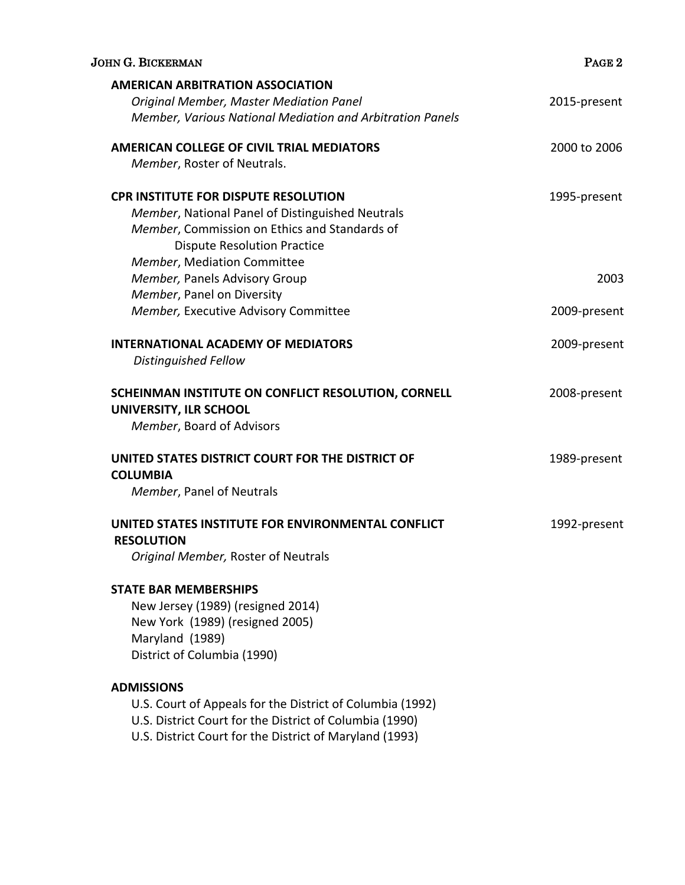**AMERICAN ARBITRATION ASSOCIATION**
*Original Member, Master Mediation Panel* — 2015-present
*Member, Various National Mediation and Arbitration Panels*

**AMERICAN COLLEGE OF CIVIL TRIAL MEDIATORS** — 2000 to 2006
*Member*, Roster of Neutrals.

**CPR INSTITUTE FOR DISPUTE RESOLUTION** — 1995-present
*Member*, National Panel of Distinguished Neutrals
*Member*, Commission on Ethics and Standards of Dispute Resolution Practice
*Member*, Mediation Committee
*Member,* Panels Advisory Group — 2003
*Member*, Panel on Diversity
*Member,* Executive Advisory Committee — 2009-present

**INTERNATIONAL ACADEMY OF MEDIATORS** — 2009-present
*Distinguished Fellow*

**SCHEINMAN INSTITUTE ON CONFLICT RESOLUTION, CORNELL UNIVERSITY, ILR SCHOOL** — 2008-present
*Member*, Board of Advisors

**UNITED STATES DISTRICT COURT FOR THE DISTRICT OF COLUMBIA** — 1989-present
*Member*, Panel of Neutrals

**UNITED STATES INSTITUTE FOR ENVIRONMENTAL CONFLICT RESOLUTION** — 1992-present
*Original Member,* Roster of Neutrals

**STATE BAR MEMBERSHIPS**
New Jersey (1989) (resigned 2014)
New York (1989) (resigned 2005)
Maryland (1989)
District of Columbia (1990)

**ADMISSIONS**
U.S. Court of Appeals for the District of Columbia (1992)
U.S. District Court for the District of Columbia (1990)
U.S. District Court for the District of Maryland (1993)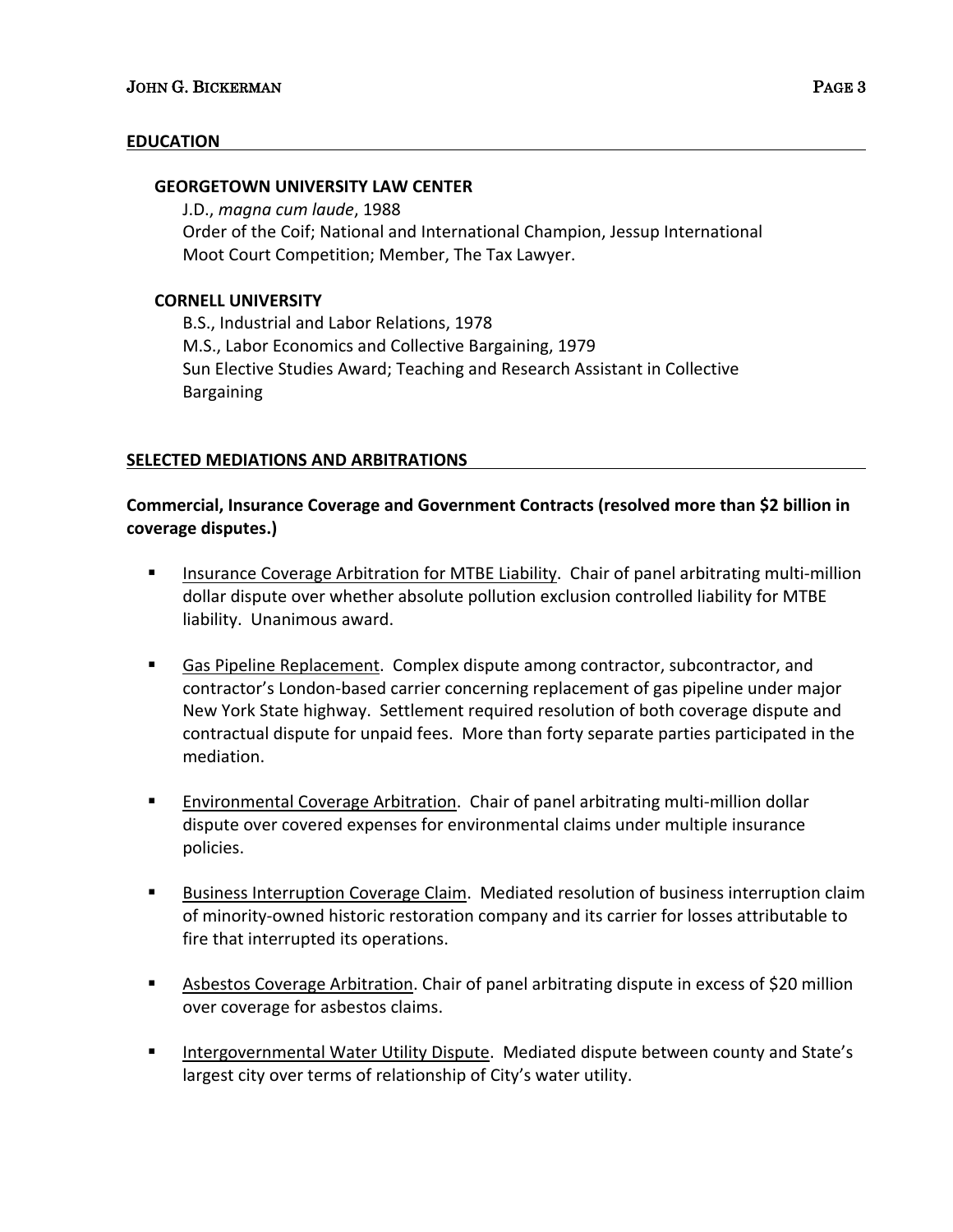## EDUCATION

### GEORGETOWN UNIVERSITY LAW CENTER

J.D., *magna cum laude*, 1988
Order of the Coif; National and International Champion, Jessup International Moot Court Competition; Member, The Tax Lawyer.

### CORNELL UNIVERSITY

B.S., Industrial and Labor Relations, 1978
M.S., Labor Economics and Collective Bargaining, 1979
Sun Elective Studies Award; Teaching and Research Assistant in Collective Bargaining

## SELECTED MEDIATIONS AND ARBITRATIONS

**Commercial, Insurance Coverage and Government Contracts (resolved more than $2 billion in coverage disputes.)**

- Insurance Coverage Arbitration for MTBE Liability. Chair of panel arbitrating multi-million dollar dispute over whether absolute pollution exclusion controlled liability for MTBE liability. Unanimous award.

- Gas Pipeline Replacement. Complex dispute among contractor, subcontractor, and contractor's London-based carrier concerning replacement of gas pipeline under major New York State highway. Settlement required resolution of both coverage dispute and contractual dispute for unpaid fees. More than forty separate parties participated in the mediation.

- Environmental Coverage Arbitration. Chair of panel arbitrating multi-million dollar dispute over covered expenses for environmental claims under multiple insurance policies.

- Business Interruption Coverage Claim. Mediated resolution of business interruption claim of minority-owned historic restoration company and its carrier for losses attributable to fire that interrupted its operations.

- Asbestos Coverage Arbitration. Chair of panel arbitrating dispute in excess of $20 million over coverage for asbestos claims.

- Intergovernmental Water Utility Dispute. Mediated dispute between county and State's largest city over terms of relationship of City's water utility.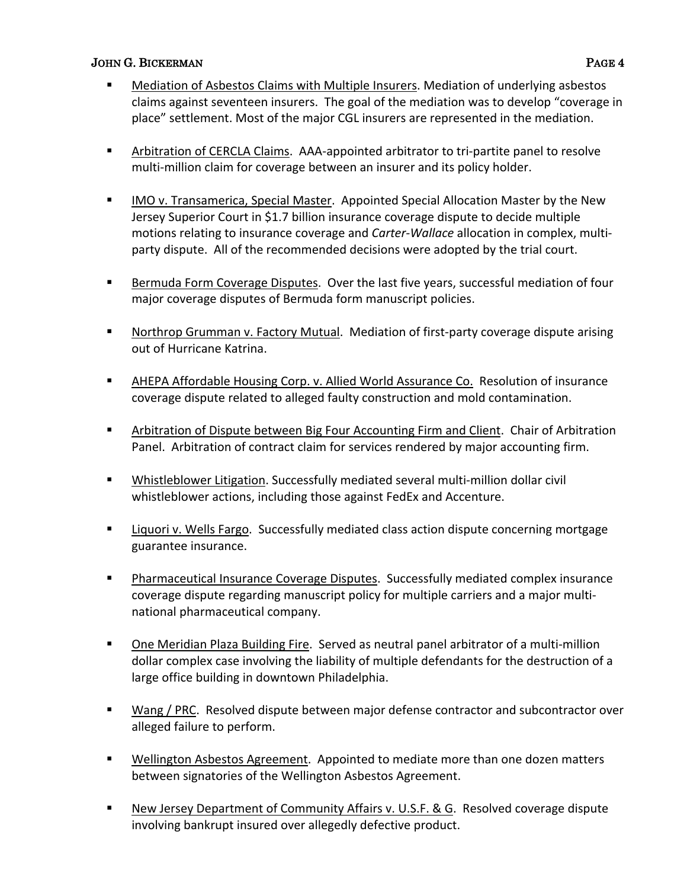- <u>Mediation of Asbestos Claims with Multiple Insurers</u>. Mediation of underlying asbestos claims against seventeen insurers. The goal of the mediation was to develop "coverage in place" settlement. Most of the major CGL insurers are represented in the mediation.

- <u>Arbitration of CERCLA Claims</u>. AAA-appointed arbitrator to tri-partite panel to resolve multi-million claim for coverage between an insurer and its policy holder.

- <u>IMO v. Transamerica, Special Master</u>. Appointed Special Allocation Master by the New Jersey Superior Court in $1.7 billion insurance coverage dispute to decide multiple motions relating to insurance coverage and *Carter-Wallace* allocation in complex, multi-party dispute. All of the recommended decisions were adopted by the trial court.

- <u>Bermuda Form Coverage Disputes</u>. Over the last five years, successful mediation of four major coverage disputes of Bermuda form manuscript policies.

- <u>Northrop Grumman v. Factory Mutual</u>. Mediation of first-party coverage dispute arising out of Hurricane Katrina.

- <u>AHEPA Affordable Housing Corp. v. Allied World Assurance Co.</u> Resolution of insurance coverage dispute related to alleged faulty construction and mold contamination.

- <u>Arbitration of Dispute between Big Four Accounting Firm and Client</u>. Chair of Arbitration Panel. Arbitration of contract claim for services rendered by major accounting firm.

- <u>Whistleblower Litigation</u>. Successfully mediated several multi-million dollar civil whistleblower actions, including those against FedEx and Accenture.

- <u>Liquori v. Wells Fargo</u>. Successfully mediated class action dispute concerning mortgage guarantee insurance.

- <u>Pharmaceutical Insurance Coverage Disputes</u>. Successfully mediated complex insurance coverage dispute regarding manuscript policy for multiple carriers and a major multi-national pharmaceutical company.

- <u>One Meridian Plaza Building Fire</u>. Served as neutral panel arbitrator of a multi-million dollar complex case involving the liability of multiple defendants for the destruction of a large office building in downtown Philadelphia.

- <u>Wang / PRC</u>. Resolved dispute between major defense contractor and subcontractor over alleged failure to perform.

- <u>Wellington Asbestos Agreement</u>. Appointed to mediate more than one dozen matters between signatories of the Wellington Asbestos Agreement.

- <u>New Jersey Department of Community Affairs v. U.S.F. & G</u>. Resolved coverage dispute involving bankrupt insured over allegedly defective product.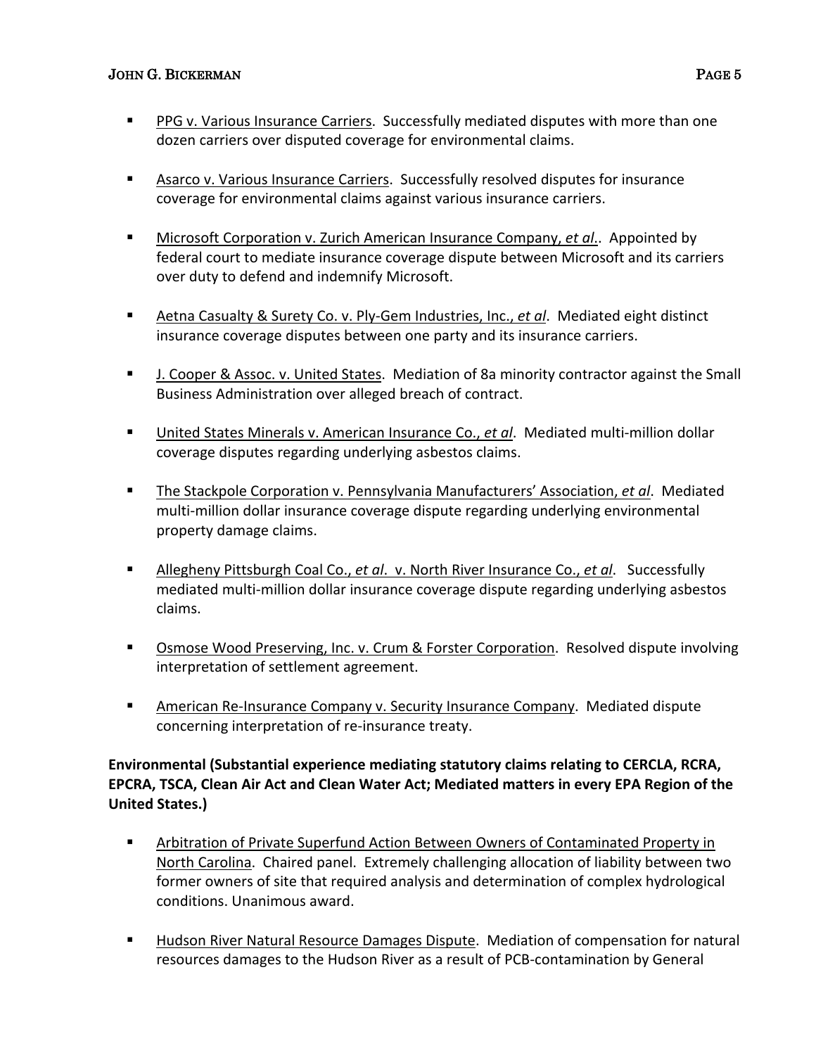- PPG v. Various Insurance Carriers. Successfully mediated disputes with more than one dozen carriers over disputed coverage for environmental claims.

- Asarco v. Various Insurance Carriers. Successfully resolved disputes for insurance coverage for environmental claims against various insurance carriers.

- Microsoft Corporation v. Zurich American Insurance Company, *et al.*. Appointed by federal court to mediate insurance coverage dispute between Microsoft and its carriers over duty to defend and indemnify Microsoft.

- Aetna Casualty & Surety Co. v. Ply-Gem Industries, Inc., *et al*. Mediated eight distinct insurance coverage disputes between one party and its insurance carriers.

- J. Cooper & Assoc. v. United States. Mediation of 8a minority contractor against the Small Business Administration over alleged breach of contract.

- United States Minerals v. American Insurance Co., *et al*. Mediated multi-million dollar coverage disputes regarding underlying asbestos claims.

- The Stackpole Corporation v. Pennsylvania Manufacturers' Association, *et al*. Mediated multi-million dollar insurance coverage dispute regarding underlying environmental property damage claims.

- Allegheny Pittsburgh Coal Co., *et al*. v. North River Insurance Co., *et al*. Successfully mediated multi-million dollar insurance coverage dispute regarding underlying asbestos claims.

- Osmose Wood Preserving, Inc. v. Crum & Forster Corporation. Resolved dispute involving interpretation of settlement agreement.

- American Re-Insurance Company v. Security Insurance Company. Mediated dispute concerning interpretation of re-insurance treaty.

**Environmental (Substantial experience mediating statutory claims relating to CERCLA, RCRA, EPCRA, TSCA, Clean Air Act and Clean Water Act; Mediated matters in every EPA Region of the United States.)**

- Arbitration of Private Superfund Action Between Owners of Contaminated Property in North Carolina. Chaired panel. Extremely challenging allocation of liability between two former owners of site that required analysis and determination of complex hydrological conditions. Unanimous award.

- Hudson River Natural Resource Damages Dispute. Mediation of compensation for natural resources damages to the Hudson River as a result of PCB-contamination by General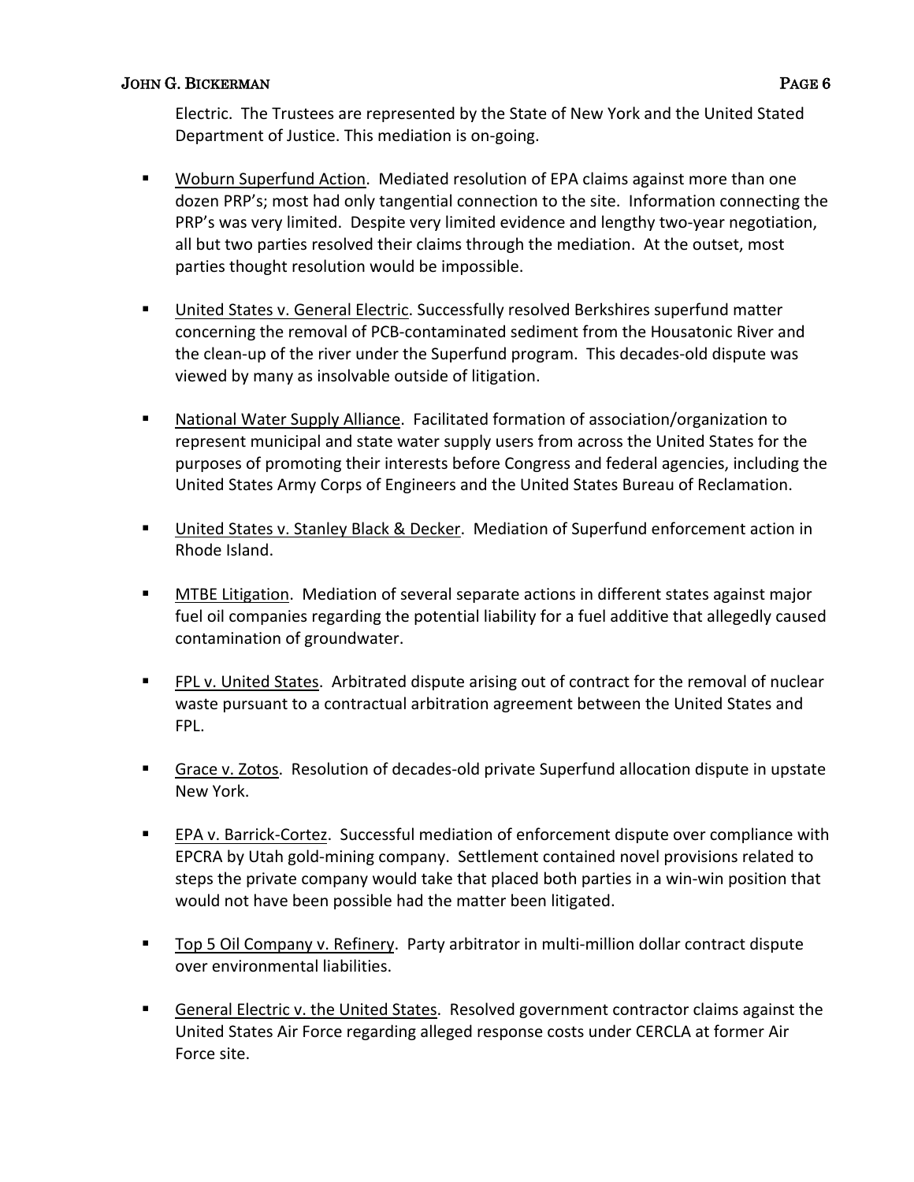Electric. The Trustees are represented by the State of New York and the United Stated Department of Justice. This mediation is on-going.

- Woburn Superfund Action. Mediated resolution of EPA claims against more than one dozen PRP's; most had only tangential connection to the site. Information connecting the PRP's was very limited. Despite very limited evidence and lengthy two-year negotiation, all but two parties resolved their claims through the mediation. At the outset, most parties thought resolution would be impossible.

- United States v. General Electric. Successfully resolved Berkshires superfund matter concerning the removal of PCB-contaminated sediment from the Housatonic River and the clean-up of the river under the Superfund program. This decades-old dispute was viewed by many as insolvable outside of litigation.

- National Water Supply Alliance. Facilitated formation of association/organization to represent municipal and state water supply users from across the United States for the purposes of promoting their interests before Congress and federal agencies, including the United States Army Corps of Engineers and the United States Bureau of Reclamation.

- United States v. Stanley Black & Decker. Mediation of Superfund enforcement action in Rhode Island.

- MTBE Litigation. Mediation of several separate actions in different states against major fuel oil companies regarding the potential liability for a fuel additive that allegedly caused contamination of groundwater.

- FPL v. United States. Arbitrated dispute arising out of contract for the removal of nuclear waste pursuant to a contractual arbitration agreement between the United States and FPL.

- Grace v. Zotos. Resolution of decades-old private Superfund allocation dispute in upstate New York.

- EPA v. Barrick-Cortez. Successful mediation of enforcement dispute over compliance with EPCRA by Utah gold-mining company. Settlement contained novel provisions related to steps the private company would take that placed both parties in a win-win position that would not have been possible had the matter been litigated.

- Top 5 Oil Company v. Refinery. Party arbitrator in multi-million dollar contract dispute over environmental liabilities.

- General Electric v. the United States. Resolved government contractor claims against the United States Air Force regarding alleged response costs under CERCLA at former Air Force site.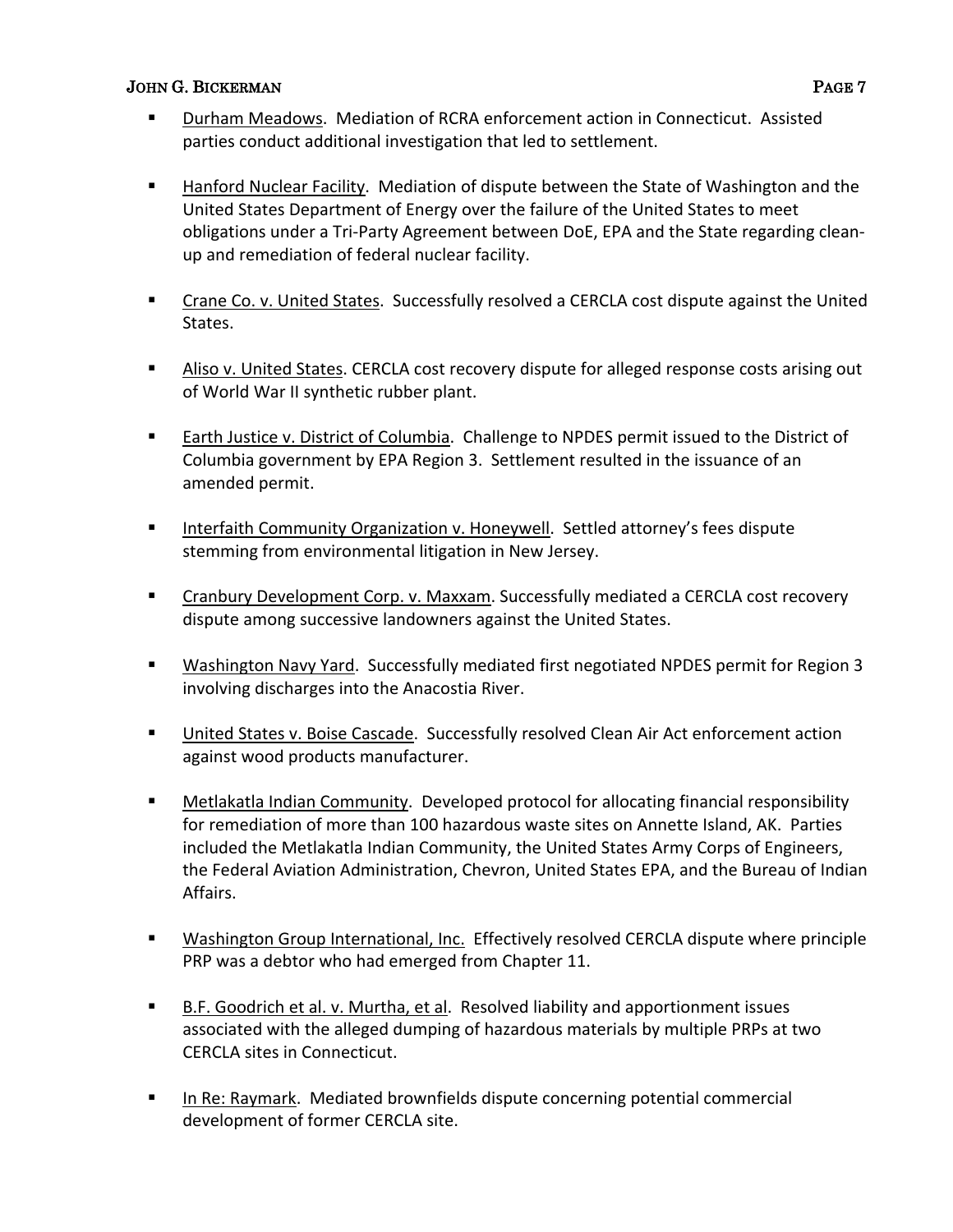- Durham Meadows. Mediation of RCRA enforcement action in Connecticut. Assisted parties conduct additional investigation that led to settlement.

- Hanford Nuclear Facility. Mediation of dispute between the State of Washington and the United States Department of Energy over the failure of the United States to meet obligations under a Tri-Party Agreement between DoE, EPA and the State regarding clean-up and remediation of federal nuclear facility.

- Crane Co. v. United States. Successfully resolved a CERCLA cost dispute against the United States.

- Aliso v. United States. CERCLA cost recovery dispute for alleged response costs arising out of World War II synthetic rubber plant.

- Earth Justice v. District of Columbia. Challenge to NPDES permit issued to the District of Columbia government by EPA Region 3. Settlement resulted in the issuance of an amended permit.

- Interfaith Community Organization v. Honeywell. Settled attorney's fees dispute stemming from environmental litigation in New Jersey.

- Cranbury Development Corp. v. Maxxam. Successfully mediated a CERCLA cost recovery dispute among successive landowners against the United States.

- Washington Navy Yard. Successfully mediated first negotiated NPDES permit for Region 3 involving discharges into the Anacostia River.

- United States v. Boise Cascade. Successfully resolved Clean Air Act enforcement action against wood products manufacturer.

- Metlakatla Indian Community. Developed protocol for allocating financial responsibility for remediation of more than 100 hazardous waste sites on Annette Island, AK. Parties included the Metlakatla Indian Community, the United States Army Corps of Engineers, the Federal Aviation Administration, Chevron, United States EPA, and the Bureau of Indian Affairs.

- Washington Group International, Inc. Effectively resolved CERCLA dispute where principle PRP was a debtor who had emerged from Chapter 11.

- B.F. Goodrich et al. v. Murtha, et al. Resolved liability and apportionment issues associated with the alleged dumping of hazardous materials by multiple PRPs at two CERCLA sites in Connecticut.

- In Re: Raymark. Mediated brownfields dispute concerning potential commercial development of former CERCLA site.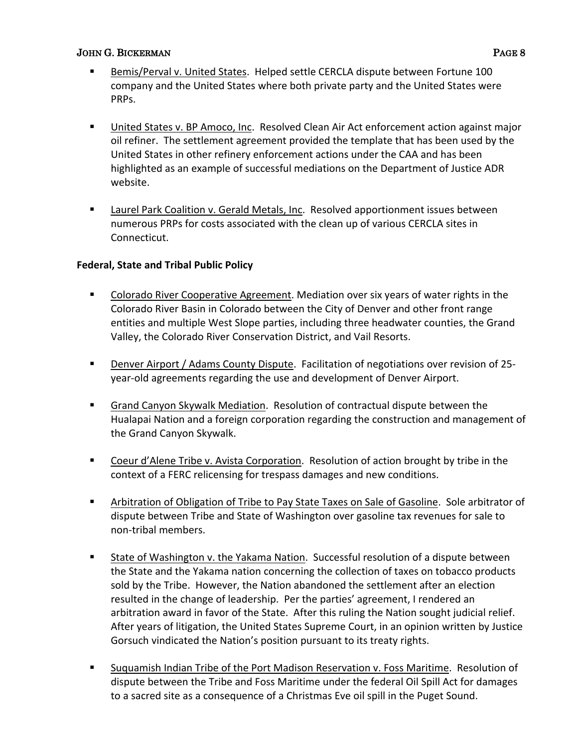- Bemis/Perval v. United States. Helped settle CERCLA dispute between Fortune 100 company and the United States where both private party and the United States were PRPs.

- United States v. BP Amoco, Inc. Resolved Clean Air Act enforcement action against major oil refiner. The settlement agreement provided the template that has been used by the United States in other refinery enforcement actions under the CAA and has been highlighted as an example of successful mediations on the Department of Justice ADR website.

- Laurel Park Coalition v. Gerald Metals, Inc. Resolved apportionment issues between numerous PRPs for costs associated with the clean up of various CERCLA sites in Connecticut.

**Federal, State and Tribal Public Policy**

- Colorado River Cooperative Agreement. Mediation over six years of water rights in the Colorado River Basin in Colorado between the City of Denver and other front range entities and multiple West Slope parties, including three headwater counties, the Grand Valley, the Colorado River Conservation District, and Vail Resorts.

- Denver Airport / Adams County Dispute. Facilitation of negotiations over revision of 25-year-old agreements regarding the use and development of Denver Airport.

- Grand Canyon Skywalk Mediation. Resolution of contractual dispute between the Hualapai Nation and a foreign corporation regarding the construction and management of the Grand Canyon Skywalk.

- Coeur d'Alene Tribe v. Avista Corporation. Resolution of action brought by tribe in the context of a FERC relicensing for trespass damages and new conditions.

- Arbitration of Obligation of Tribe to Pay State Taxes on Sale of Gasoline. Sole arbitrator of dispute between Tribe and State of Washington over gasoline tax revenues for sale to non-tribal members.

- State of Washington v. the Yakama Nation. Successful resolution of a dispute between the State and the Yakama nation concerning the collection of taxes on tobacco products sold by the Tribe. However, the Nation abandoned the settlement after an election resulted in the change of leadership. Per the parties' agreement, I rendered an arbitration award in favor of the State. After this ruling the Nation sought judicial relief. After years of litigation, the United States Supreme Court, in an opinion written by Justice Gorsuch vindicated the Nation's position pursuant to its treaty rights.

- Suquamish Indian Tribe of the Port Madison Reservation v. Foss Maritime. Resolution of dispute between the Tribe and Foss Maritime under the federal Oil Spill Act for damages to a sacred site as a consequence of a Christmas Eve oil spill in the Puget Sound.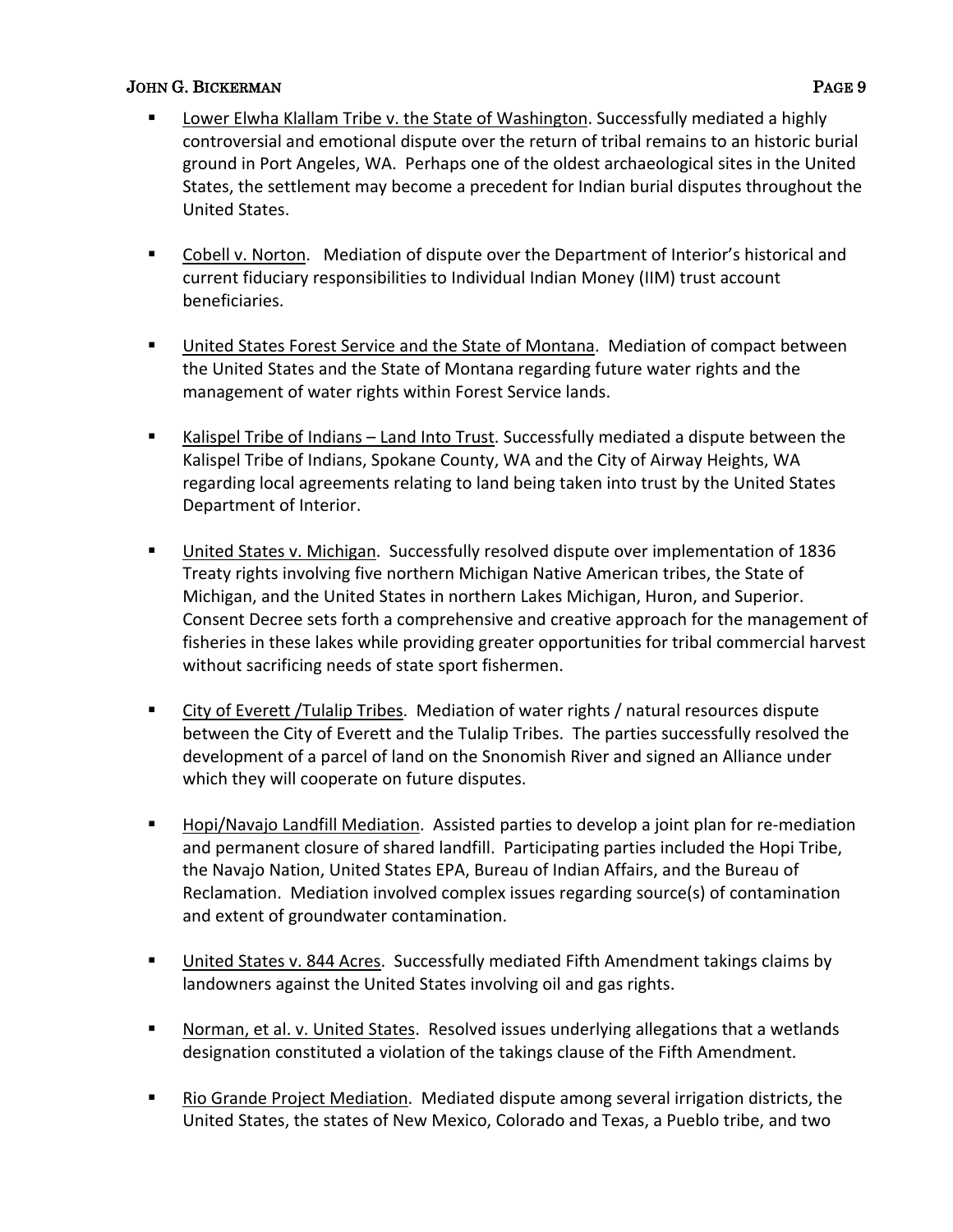- <u>Lower Elwha Klallam Tribe v. the State of Washington</u>. Successfully mediated a highly controversial and emotional dispute over the return of tribal remains to an historic burial ground in Port Angeles, WA. Perhaps one of the oldest archaeological sites in the United States, the settlement may become a precedent for Indian burial disputes throughout the United States.

- <u>Cobell v. Norton</u>. Mediation of dispute over the Department of Interior's historical and current fiduciary responsibilities to Individual Indian Money (IIM) trust account beneficiaries.

- <u>United States Forest Service and the State of Montana</u>. Mediation of compact between the United States and the State of Montana regarding future water rights and the management of water rights within Forest Service lands.

- <u>Kalispel Tribe of Indians – Land Into Trust</u>. Successfully mediated a dispute between the Kalispel Tribe of Indians, Spokane County, WA and the City of Airway Heights, WA regarding local agreements relating to land being taken into trust by the United States Department of Interior.

- <u>United States v. Michigan</u>. Successfully resolved dispute over implementation of 1836 Treaty rights involving five northern Michigan Native American tribes, the State of Michigan, and the United States in northern Lakes Michigan, Huron, and Superior. Consent Decree sets forth a comprehensive and creative approach for the management of fisheries in these lakes while providing greater opportunities for tribal commercial harvest without sacrificing needs of state sport fishermen.

- <u>City of Everett /Tulalip Tribes</u>. Mediation of water rights / natural resources dispute between the City of Everett and the Tulalip Tribes. The parties successfully resolved the development of a parcel of land on the Snonomish River and signed an Alliance under which they will cooperate on future disputes.

- <u>Hopi/Navajo Landfill Mediation</u>. Assisted parties to develop a joint plan for re-mediation and permanent closure of shared landfill. Participating parties included the Hopi Tribe, the Navajo Nation, United States EPA, Bureau of Indian Affairs, and the Bureau of Reclamation. Mediation involved complex issues regarding source(s) of contamination and extent of groundwater contamination.

- <u>United States v. 844 Acres</u>. Successfully mediated Fifth Amendment takings claims by landowners against the United States involving oil and gas rights.

- <u>Norman, et al. v. United States</u>. Resolved issues underlying allegations that a wetlands designation constituted a violation of the takings clause of the Fifth Amendment.

- <u>Rio Grande Project Mediation</u>. Mediated dispute among several irrigation districts, the United States, the states of New Mexico, Colorado and Texas, a Pueblo tribe, and two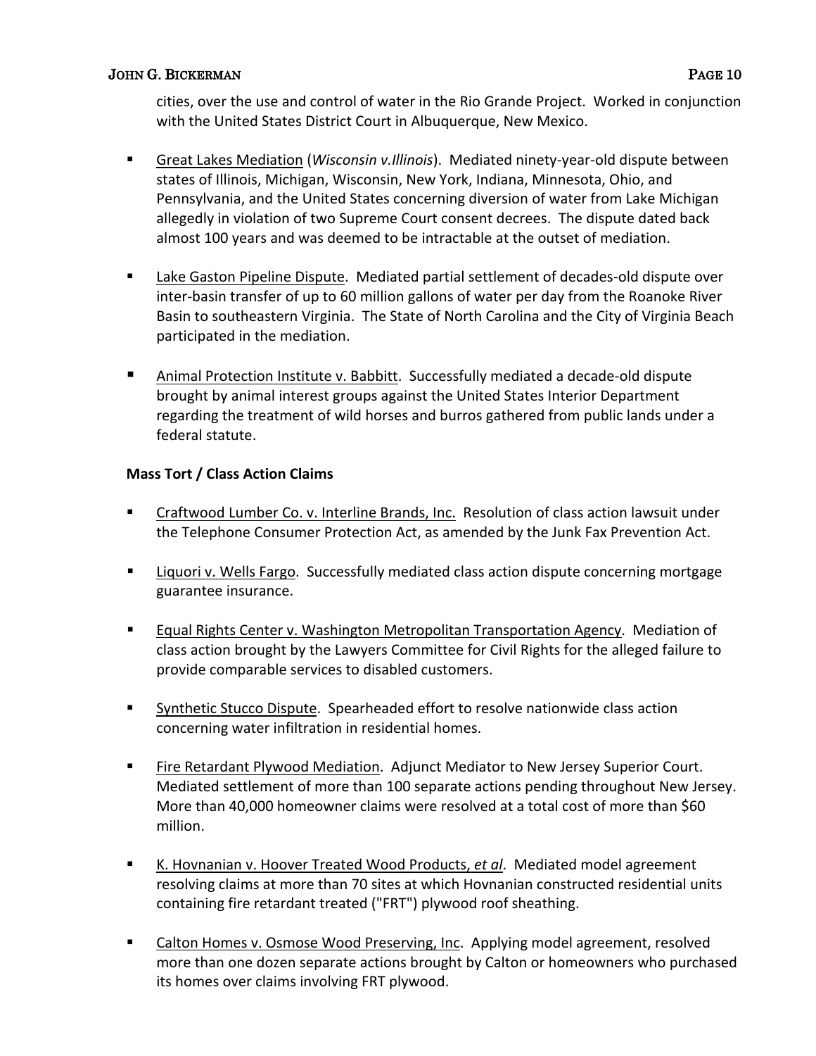cities, over the use and control of water in the Rio Grande Project. Worked in conjunction with the United States District Court in Albuquerque, New Mexico.

- Great Lakes Mediation (*Wisconsin v.Illinois*). Mediated ninety-year-old dispute between states of Illinois, Michigan, Wisconsin, New York, Indiana, Minnesota, Ohio, and Pennsylvania, and the United States concerning diversion of water from Lake Michigan allegedly in violation of two Supreme Court consent decrees. The dispute dated back almost 100 years and was deemed to be intractable at the outset of mediation.

- Lake Gaston Pipeline Dispute. Mediated partial settlement of decades-old dispute over inter-basin transfer of up to 60 million gallons of water per day from the Roanoke River Basin to southeastern Virginia. The State of North Carolina and the City of Virginia Beach participated in the mediation.

- Animal Protection Institute v. Babbitt. Successfully mediated a decade-old dispute brought by animal interest groups against the United States Interior Department regarding the treatment of wild horses and burros gathered from public lands under a federal statute.

**Mass Tort / Class Action Claims**

- Craftwood Lumber Co. v. Interline Brands, Inc. Resolution of class action lawsuit under the Telephone Consumer Protection Act, as amended by the Junk Fax Prevention Act.

- Liquori v. Wells Fargo. Successfully mediated class action dispute concerning mortgage guarantee insurance.

- Equal Rights Center v. Washington Metropolitan Transportation Agency. Mediation of class action brought by the Lawyers Committee for Civil Rights for the alleged failure to provide comparable services to disabled customers.

- Synthetic Stucco Dispute. Spearheaded effort to resolve nationwide class action concerning water infiltration in residential homes.

- Fire Retardant Plywood Mediation. Adjunct Mediator to New Jersey Superior Court. Mediated settlement of more than 100 separate actions pending throughout New Jersey. More than 40,000 homeowner claims were resolved at a total cost of more than $60 million.

- K. Hovnanian v. Hoover Treated Wood Products, *et al*. Mediated model agreement resolving claims at more than 70 sites at which Hovnanian constructed residential units containing fire retardant treated ("FRT") plywood roof sheathing.

- Calton Homes v. Osmose Wood Preserving, Inc. Applying model agreement, resolved more than one dozen separate actions brought by Calton or homeowners who purchased its homes over claims involving FRT plywood.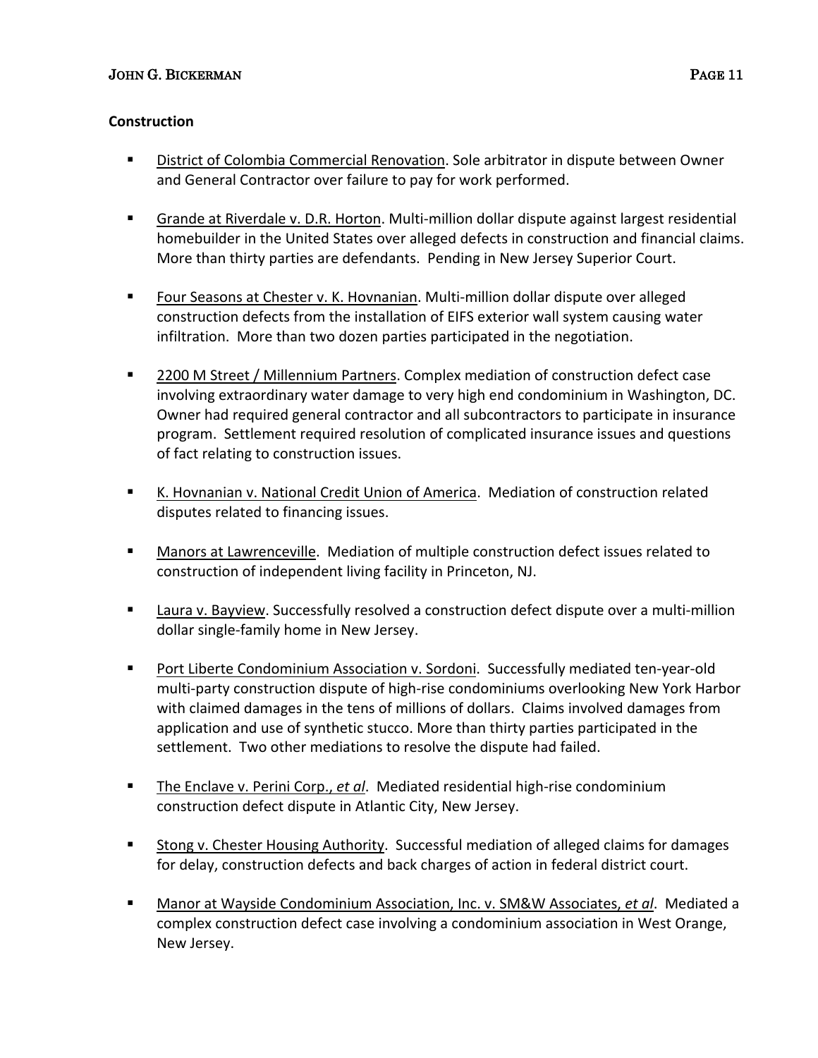**Construction**

- District of Colombia Commercial Renovation. Sole arbitrator in dispute between Owner and General Contractor over failure to pay for work performed.

- Grande at Riverdale v. D.R. Horton. Multi-million dollar dispute against largest residential homebuilder in the United States over alleged defects in construction and financial claims. More than thirty parties are defendants. Pending in New Jersey Superior Court.

- Four Seasons at Chester v. K. Hovnanian. Multi-million dollar dispute over alleged construction defects from the installation of EIFS exterior wall system causing water infiltration. More than two dozen parties participated in the negotiation.

- 2200 M Street / Millennium Partners. Complex mediation of construction defect case involving extraordinary water damage to very high end condominium in Washington, DC. Owner had required general contractor and all subcontractors to participate in insurance program. Settlement required resolution of complicated insurance issues and questions of fact relating to construction issues.

- K. Hovnanian v. National Credit Union of America. Mediation of construction related disputes related to financing issues.

- Manors at Lawrenceville. Mediation of multiple construction defect issues related to construction of independent living facility in Princeton, NJ.

- Laura v. Bayview. Successfully resolved a construction defect dispute over a multi-million dollar single-family home in New Jersey.

- Port Liberte Condominium Association v. Sordoni. Successfully mediated ten-year-old multi-party construction dispute of high-rise condominiums overlooking New York Harbor with claimed damages in the tens of millions of dollars. Claims involved damages from application and use of synthetic stucco. More than thirty parties participated in the settlement. Two other mediations to resolve the dispute had failed.

- The Enclave v. Perini Corp., *et al*. Mediated residential high-rise condominium construction defect dispute in Atlantic City, New Jersey.

- Stong v. Chester Housing Authority. Successful mediation of alleged claims for damages for delay, construction defects and back charges of action in federal district court.

- Manor at Wayside Condominium Association, Inc. v. SM&W Associates, *et al*. Mediated a complex construction defect case involving a condominium association in West Orange, New Jersey.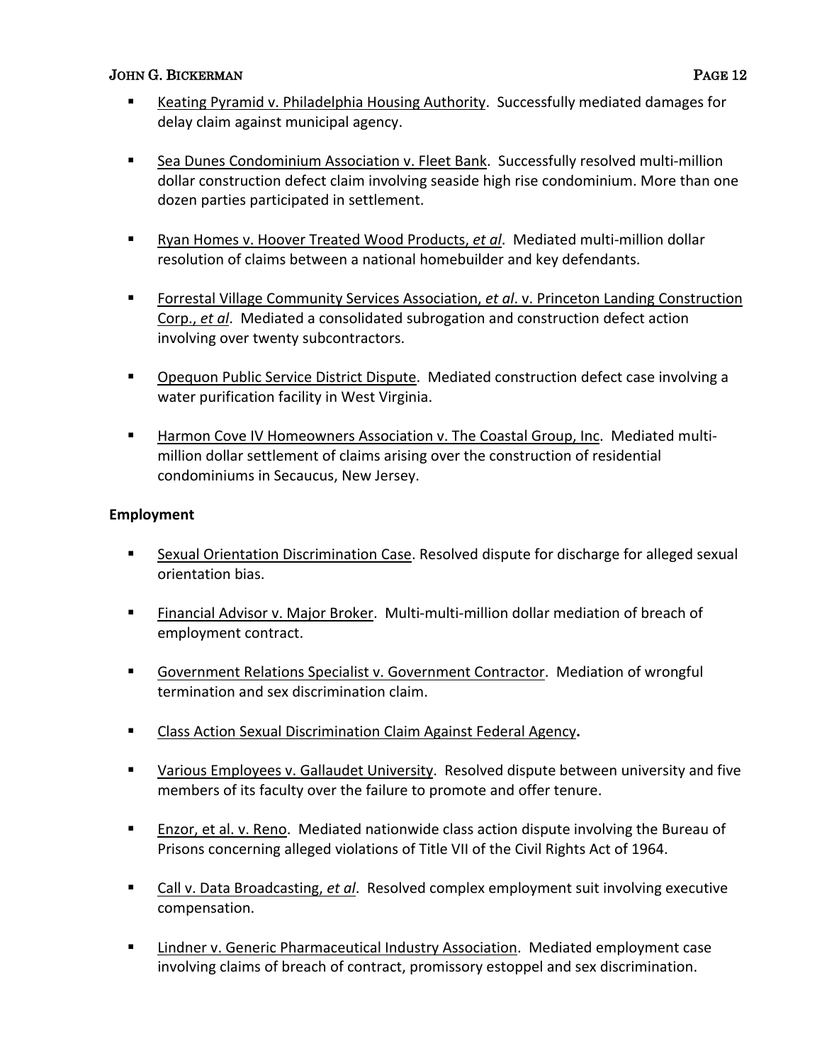- <u>Keating Pyramid v. Philadelphia Housing Authority</u>. Successfully mediated damages for delay claim against municipal agency.

- <u>Sea Dunes Condominium Association v. Fleet Bank</u>. Successfully resolved multi-million dollar construction defect claim involving seaside high rise condominium. More than one dozen parties participated in settlement.

- <u>Ryan Homes v. Hoover Treated Wood Products, *et al*</u>. Mediated multi-million dollar resolution of claims between a national homebuilder and key defendants.

- <u>Forrestal Village Community Services Association, *et al*. v. Princeton Landing Construction Corp., *et al*</u>. Mediated a consolidated subrogation and construction defect action involving over twenty subcontractors.

- <u>Opequon Public Service District Dispute</u>. Mediated construction defect case involving a water purification facility in West Virginia.

- <u>Harmon Cove IV Homeowners Association v. The Coastal Group, Inc</u>. Mediated multi-million dollar settlement of claims arising over the construction of residential condominiums in Secaucus, New Jersey.

**Employment**

- <u>Sexual Orientation Discrimination Case</u>. Resolved dispute for discharge for alleged sexual orientation bias.

- <u>Financial Advisor v. Major Broker</u>. Multi-multi-million dollar mediation of breach of employment contract.

- <u>Government Relations Specialist v. Government Contractor</u>. Mediation of wrongful termination and sex discrimination claim.

- <u>Class Action Sexual Discrimination Claim Against Federal Agency</u>**.**

- <u>Various Employees v. Gallaudet University</u>. Resolved dispute between university and five members of its faculty over the failure to promote and offer tenure.

- <u>Enzor, et al. v. Reno</u>. Mediated nationwide class action dispute involving the Bureau of Prisons concerning alleged violations of Title VII of the Civil Rights Act of 1964.

- <u>Call v. Data Broadcasting, *et al*</u>. Resolved complex employment suit involving executive compensation.

- <u>Lindner v. Generic Pharmaceutical Industry Association</u>. Mediated employment case involving claims of breach of contract, promissory estoppel and sex discrimination.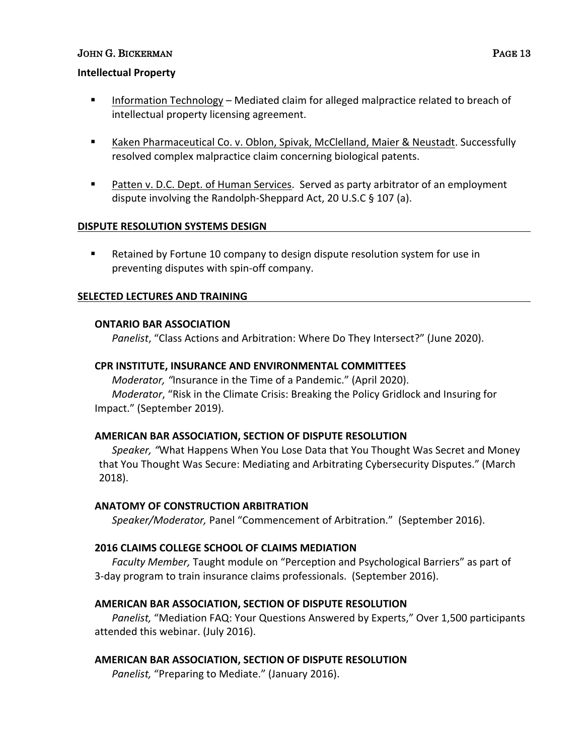**Intellectual Property**

- Information Technology – Mediated claim for alleged malpractice related to breach of intellectual property licensing agreement.

- Kaken Pharmaceutical Co. v. Oblon, Spivak, McClelland, Maier & Neustadt. Successfully resolved complex malpractice claim concerning biological patents.

- Patten v. D.C. Dept. of Human Services. Served as party arbitrator of an employment dispute involving the Randolph-Sheppard Act, 20 U.S.C § 107 (a).

## DISPUTE RESOLUTION SYSTEMS DESIGN

- Retained by Fortune 10 company to design dispute resolution system for use in preventing disputes with spin-off company.

## SELECTED LECTURES AND TRAINING

**ONTARIO BAR ASSOCIATION**

*Panelist*, "Class Actions and Arbitration: Where Do They Intersect?" (June 2020).

**CPR INSTITUTE, INSURANCE AND ENVIRONMENTAL COMMITTEES**

*Moderator, "*Insurance in the Time of a Pandemic." (April 2020).

*Moderator*, "Risk in the Climate Crisis: Breaking the Policy Gridlock and Insuring for Impact." (September 2019).

**AMERICAN BAR ASSOCIATION, SECTION OF DISPUTE RESOLUTION**

*Speaker, "*What Happens When You Lose Data that You Thought Was Secret and Money that You Thought Was Secure: Mediating and Arbitrating Cybersecurity Disputes." (March 2018).

**ANATOMY OF CONSTRUCTION ARBITRATION**

*Speaker/Moderator,* Panel "Commencement of Arbitration." (September 2016).

**2016 CLAIMS COLLEGE SCHOOL OF CLAIMS MEDIATION**

*Faculty Member,* Taught module on "Perception and Psychological Barriers" as part of 3-day program to train insurance claims professionals. (September 2016).

**AMERICAN BAR ASSOCIATION, SECTION OF DISPUTE RESOLUTION**

*Panelist,* "Mediation FAQ: Your Questions Answered by Experts," Over 1,500 participants attended this webinar. (July 2016).

**AMERICAN BAR ASSOCIATION, SECTION OF DISPUTE RESOLUTION**

*Panelist,* "Preparing to Mediate." (January 2016).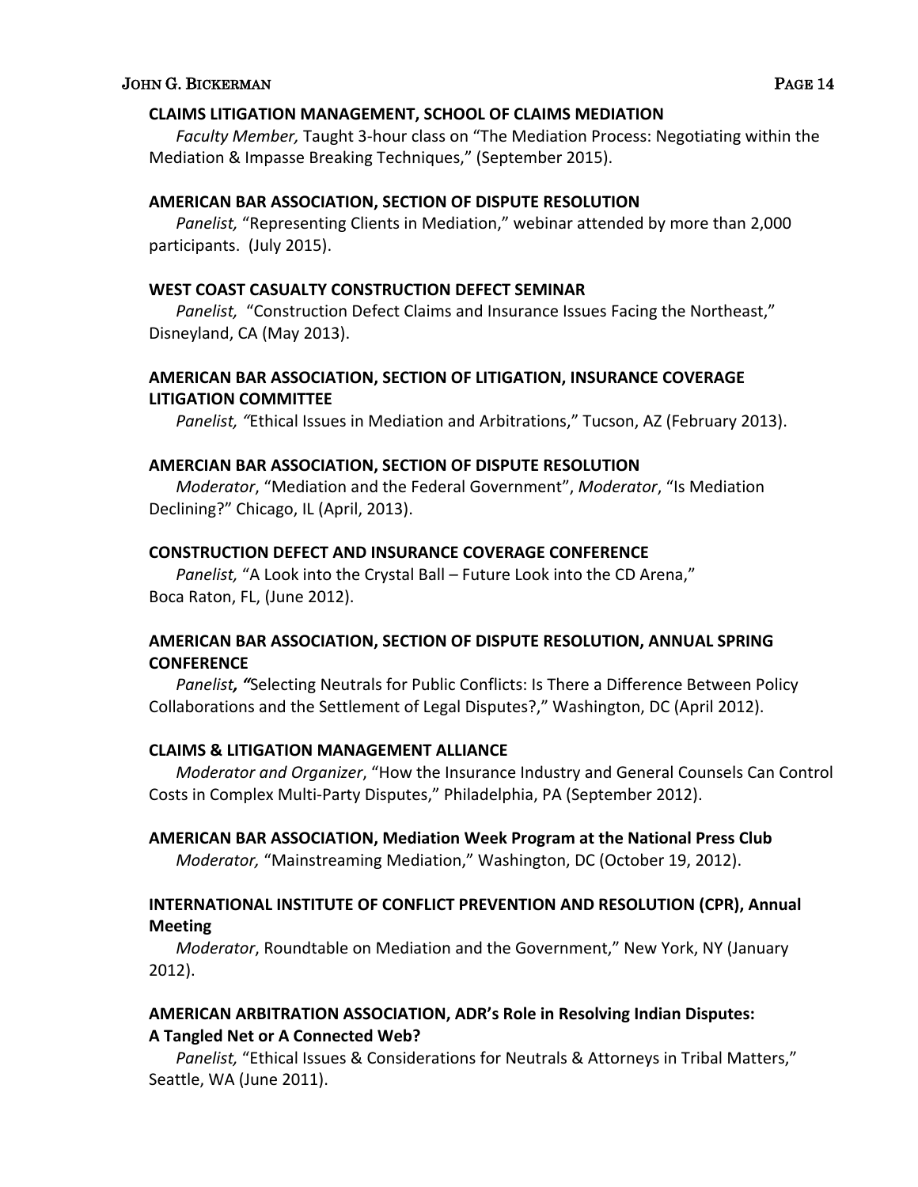**CLAIMS LITIGATION MANAGEMENT, SCHOOL OF CLAIMS MEDIATION**

*Faculty Member,* Taught 3-hour class on "The Mediation Process: Negotiating within the Mediation & Impasse Breaking Techniques," (September 2015).

**AMERICAN BAR ASSOCIATION, SECTION OF DISPUTE RESOLUTION**

*Panelist,* "Representing Clients in Mediation," webinar attended by more than 2,000 participants. (July 2015).

**WEST COAST CASUALTY CONSTRUCTION DEFECT SEMINAR**

*Panelist,* "Construction Defect Claims and Insurance Issues Facing the Northeast," Disneyland, CA (May 2013).

**AMERICAN BAR ASSOCIATION, SECTION OF LITIGATION, INSURANCE COVERAGE LITIGATION COMMITTEE**

*Panelist, "*Ethical Issues in Mediation and Arbitrations," Tucson, AZ (February 2013).

**AMERCIAN BAR ASSOCIATION, SECTION OF DISPUTE RESOLUTION**

*Moderator*, "Mediation and the Federal Government", *Moderator*, "Is Mediation Declining?" Chicago, IL (April, 2013).

**CONSTRUCTION DEFECT AND INSURANCE COVERAGE CONFERENCE**

*Panelist,* "A Look into the Crystal Ball – Future Look into the CD Arena," Boca Raton, FL, (June 2012).

**AMERICAN BAR ASSOCIATION, SECTION OF DISPUTE RESOLUTION, ANNUAL SPRING CONFERENCE**

*Panelist, "*Selecting Neutrals for Public Conflicts: Is There a Difference Between Policy Collaborations and the Settlement of Legal Disputes?," Washington, DC (April 2012).

**CLAIMS & LITIGATION MANAGEMENT ALLIANCE**

*Moderator and Organizer*, "How the Insurance Industry and General Counsels Can Control Costs in Complex Multi-Party Disputes," Philadelphia, PA (September 2012).

**AMERICAN BAR ASSOCIATION, Mediation Week Program at the National Press Club**

*Moderator,* "Mainstreaming Mediation," Washington, DC (October 19, 2012).

**INTERNATIONAL INSTITUTE OF CONFLICT PREVENTION AND RESOLUTION (CPR), Annual Meeting**

*Moderator*, Roundtable on Mediation and the Government," New York, NY (January 2012).

**AMERICAN ARBITRATION ASSOCIATION, ADR's Role in Resolving Indian Disputes: A Tangled Net or A Connected Web?**

*Panelist,* "Ethical Issues & Considerations for Neutrals & Attorneys in Tribal Matters," Seattle, WA (June 2011).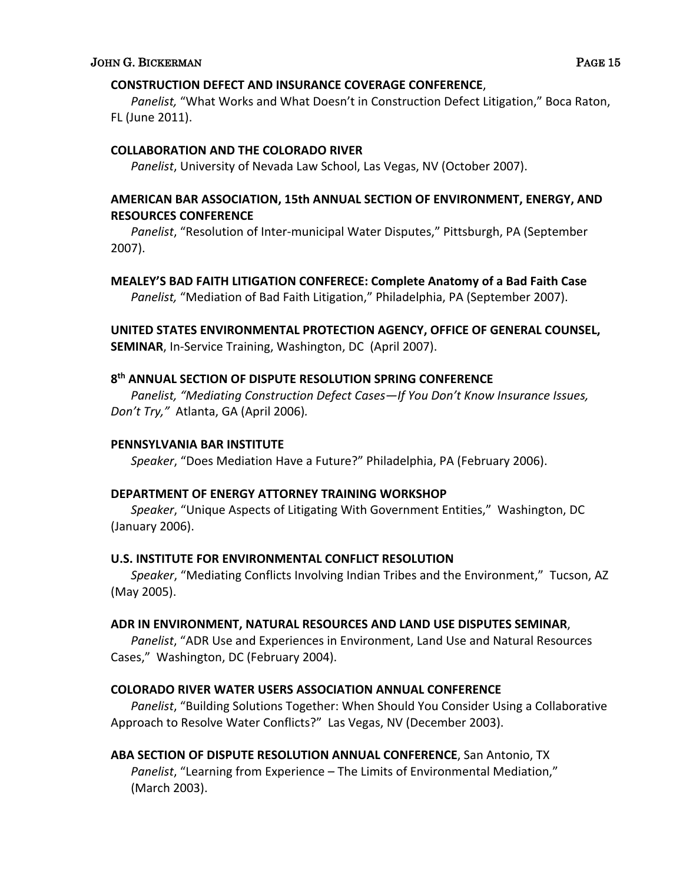**CONSTRUCTION DEFECT AND INSURANCE COVERAGE CONFERENCE**,
*Panelist,* "What Works and What Doesn't in Construction Defect Litigation," Boca Raton, FL (June 2011).

**COLLABORATION AND THE COLORADO RIVER**
*Panelist*, University of Nevada Law School, Las Vegas, NV (October 2007).

**AMERICAN BAR ASSOCIATION, 15th ANNUAL SECTION OF ENVIRONMENT, ENERGY, AND RESOURCES CONFERENCE**
*Panelist*, "Resolution of Inter-municipal Water Disputes," Pittsburgh, PA (September 2007).

**MEALEY'S BAD FAITH LITIGATION CONFERECE: Complete Anatomy of a Bad Faith Case**
*Panelist,* "Mediation of Bad Faith Litigation," Philadelphia, PA (September 2007).

**UNITED STATES ENVIRONMENTAL PROTECTION AGENCY, OFFICE OF GENERAL COUNSEL, SEMINAR**, In-Service Training, Washington, DC (April 2007).

**8th ANNUAL SECTION OF DISPUTE RESOLUTION SPRING CONFERENCE**
*Panelist, "Mediating Construction Defect Cases—If You Don't Know Insurance Issues, Don't Try,"* Atlanta, GA (April 2006).

**PENNSYLVANIA BAR INSTITUTE**
*Speaker*, "Does Mediation Have a Future?" Philadelphia, PA (February 2006).

**DEPARTMENT OF ENERGY ATTORNEY TRAINING WORKSHOP**
*Speaker*, "Unique Aspects of Litigating With Government Entities," Washington, DC (January 2006).

**U.S. INSTITUTE FOR ENVIRONMENTAL CONFLICT RESOLUTION**
*Speaker*, "Mediating Conflicts Involving Indian Tribes and the Environment," Tucson, AZ (May 2005).

**ADR IN ENVIRONMENT, NATURAL RESOURCES AND LAND USE DISPUTES SEMINAR**,
*Panelist*, "ADR Use and Experiences in Environment, Land Use and Natural Resources Cases," Washington, DC (February 2004).

**COLORADO RIVER WATER USERS ASSOCIATION ANNUAL CONFERENCE**
*Panelist*, "Building Solutions Together: When Should You Consider Using a Collaborative Approach to Resolve Water Conflicts?" Las Vegas, NV (December 2003).

**ABA SECTION OF DISPUTE RESOLUTION ANNUAL CONFERENCE**, San Antonio, TX
*Panelist*, "Learning from Experience – The Limits of Environmental Mediation," (March 2003).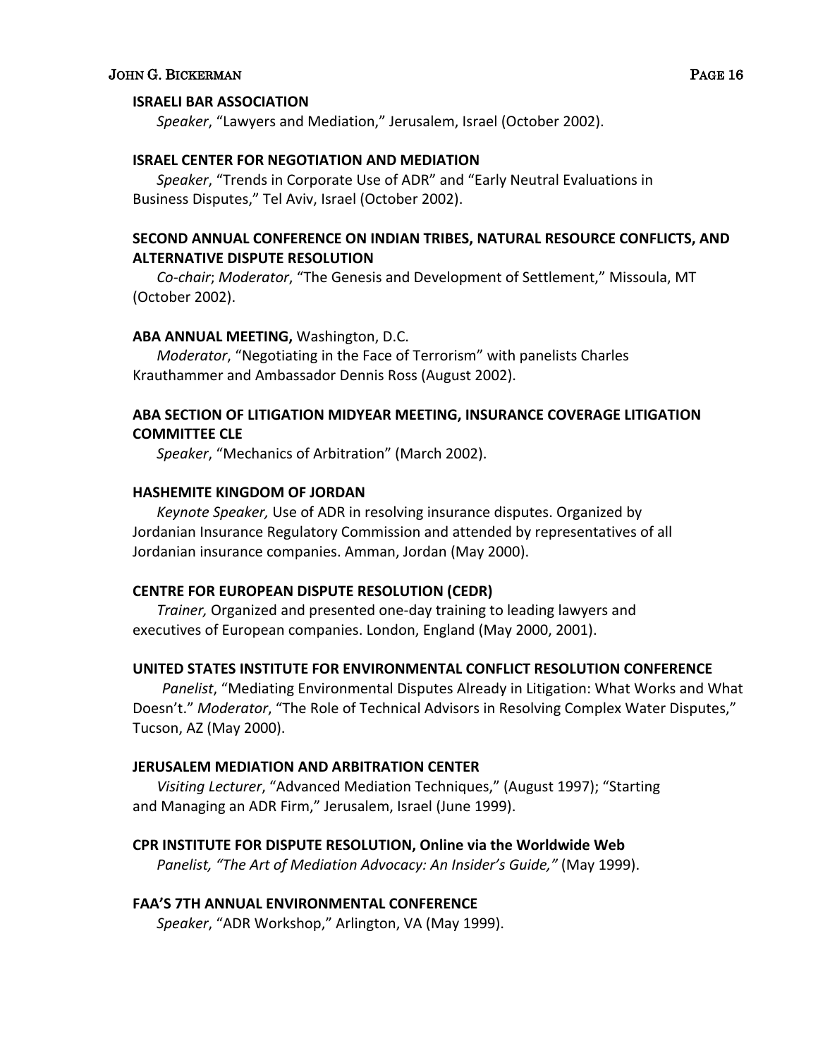**ISRAELI BAR ASSOCIATION**

*Speaker*, "Lawyers and Mediation," Jerusalem, Israel (October 2002).

**ISRAEL CENTER FOR NEGOTIATION AND MEDIATION**

*Speaker*, "Trends in Corporate Use of ADR" and "Early Neutral Evaluations in Business Disputes," Tel Aviv, Israel (October 2002).

**SECOND ANNUAL CONFERENCE ON INDIAN TRIBES, NATURAL RESOURCE CONFLICTS, AND ALTERNATIVE DISPUTE RESOLUTION**

*Co-chair*; *Moderator*, "The Genesis and Development of Settlement," Missoula, MT (October 2002).

**ABA ANNUAL MEETING,** Washington, D.C.

*Moderator*, "Negotiating in the Face of Terrorism" with panelists Charles Krauthammer and Ambassador Dennis Ross (August 2002).

**ABA SECTION OF LITIGATION MIDYEAR MEETING, INSURANCE COVERAGE LITIGATION COMMITTEE CLE**

*Speaker*, "Mechanics of Arbitration" (March 2002).

**HASHEMITE KINGDOM OF JORDAN**

*Keynote Speaker,* Use of ADR in resolving insurance disputes. Organized by Jordanian Insurance Regulatory Commission and attended by representatives of all Jordanian insurance companies. Amman, Jordan (May 2000).

**CENTRE FOR EUROPEAN DISPUTE RESOLUTION (CEDR)**

*Trainer,* Organized and presented one-day training to leading lawyers and executives of European companies. London, England (May 2000, 2001).

**UNITED STATES INSTITUTE FOR ENVIRONMENTAL CONFLICT RESOLUTION CONFERENCE**

*Panelist*, "Mediating Environmental Disputes Already in Litigation: What Works and What Doesn't." *Moderator*, "The Role of Technical Advisors in Resolving Complex Water Disputes," Tucson, AZ (May 2000).

**JERUSALEM MEDIATION AND ARBITRATION CENTER**

*Visiting Lecturer*, "Advanced Mediation Techniques," (August 1997); "Starting and Managing an ADR Firm," Jerusalem, Israel (June 1999).

**CPR INSTITUTE FOR DISPUTE RESOLUTION, Online via the Worldwide Web**

*Panelist, "The Art of Mediation Advocacy: An Insider's Guide,"* (May 1999).

**FAA'S 7TH ANNUAL ENVIRONMENTAL CONFERENCE**

*Speaker*, "ADR Workshop," Arlington, VA (May 1999).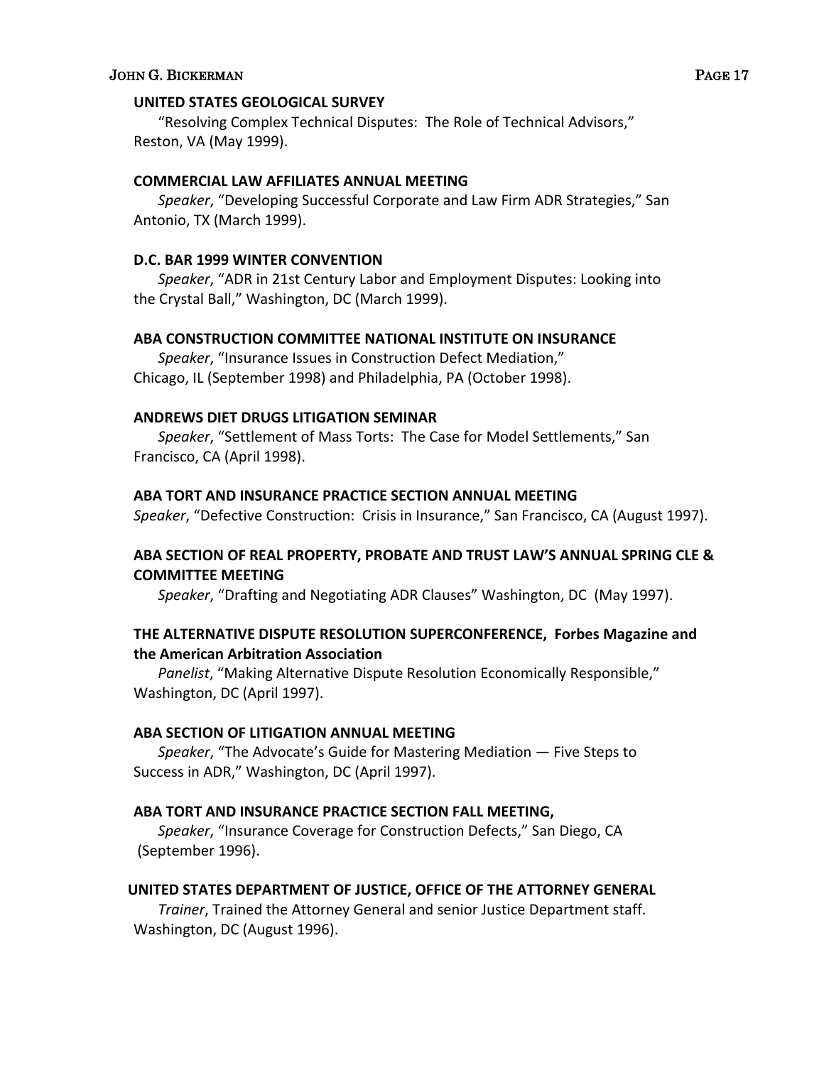**UNITED STATES GEOLOGICAL SURVEY**

"Resolving Complex Technical Disputes: The Role of Technical Advisors," Reston, VA (May 1999).

**COMMERCIAL LAW AFFILIATES ANNUAL MEETING**

*Speaker*, "Developing Successful Corporate and Law Firm ADR Strategies," San Antonio, TX (March 1999).

**D.C. BAR 1999 WINTER CONVENTION**

*Speaker*, "ADR in 21st Century Labor and Employment Disputes: Looking into the Crystal Ball," Washington, DC (March 1999).

**ABA CONSTRUCTION COMMITTEE NATIONAL INSTITUTE ON INSURANCE**

*Speaker*, "Insurance Issues in Construction Defect Mediation," Chicago, IL (September 1998) and Philadelphia, PA (October 1998).

**ANDREWS DIET DRUGS LITIGATION SEMINAR**

*Speaker*, "Settlement of Mass Torts: The Case for Model Settlements," San Francisco, CA (April 1998).

**ABA TORT AND INSURANCE PRACTICE SECTION ANNUAL MEETING**

*Speaker*, "Defective Construction: Crisis in Insurance," San Francisco, CA (August 1997).

**ABA SECTION OF REAL PROPERTY, PROBATE AND TRUST LAW'S ANNUAL SPRING CLE & COMMITTEE MEETING**

*Speaker*, "Drafting and Negotiating ADR Clauses" Washington, DC (May 1997).

**THE ALTERNATIVE DISPUTE RESOLUTION SUPERCONFERENCE, Forbes Magazine and the American Arbitration Association**

*Panelist*, "Making Alternative Dispute Resolution Economically Responsible," Washington, DC (April 1997).

**ABA SECTION OF LITIGATION ANNUAL MEETING**

*Speaker*, "The Advocate's Guide for Mastering Mediation — Five Steps to Success in ADR," Washington, DC (April 1997).

**ABA TORT AND INSURANCE PRACTICE SECTION FALL MEETING,**

*Speaker*, "Insurance Coverage for Construction Defects," San Diego, CA (September 1996).

**UNITED STATES DEPARTMENT OF JUSTICE, OFFICE OF THE ATTORNEY GENERAL**

*Trainer*, Trained the Attorney General and senior Justice Department staff. Washington, DC (August 1996).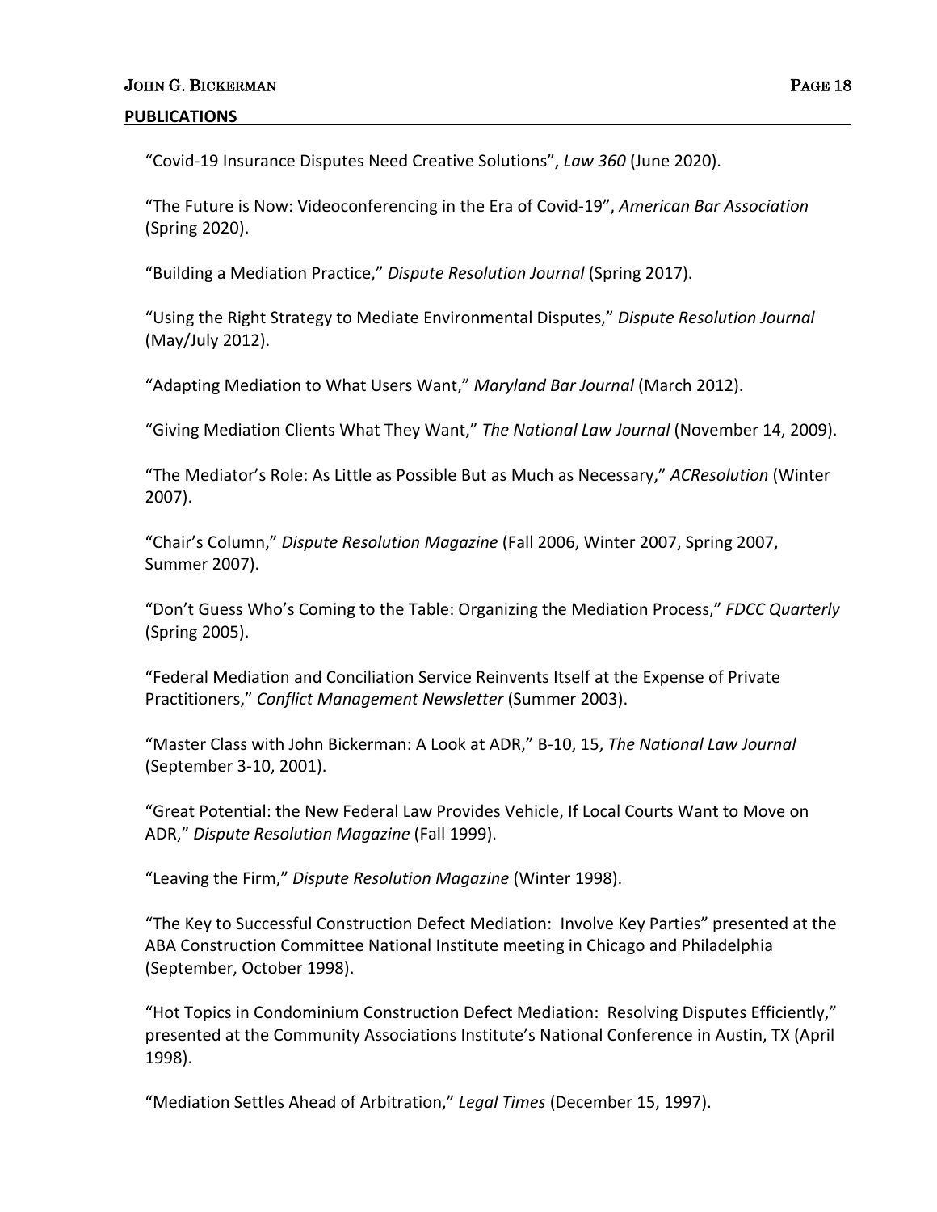## PUBLICATIONS

"Covid-19 Insurance Disputes Need Creative Solutions", *Law 360* (June 2020).

"The Future is Now: Videoconferencing in the Era of Covid-19", *American Bar Association* (Spring 2020).

"Building a Mediation Practice," *Dispute Resolution Journal* (Spring 2017).

"Using the Right Strategy to Mediate Environmental Disputes," *Dispute Resolution Journal* (May/July 2012).

"Adapting Mediation to What Users Want," *Maryland Bar Journal* (March 2012).

"Giving Mediation Clients What They Want," *The National Law Journal* (November 14, 2009).

"The Mediator's Role: As Little as Possible But as Much as Necessary," *ACResolution* (Winter 2007).

"Chair's Column," *Dispute Resolution Magazine* (Fall 2006, Winter 2007, Spring 2007, Summer 2007).

"Don't Guess Who's Coming to the Table: Organizing the Mediation Process," *FDCC Quarterly* (Spring 2005).

"Federal Mediation and Conciliation Service Reinvents Itself at the Expense of Private Practitioners," *Conflict Management Newsletter* (Summer 2003).

"Master Class with John Bickerman: A Look at ADR," B-10, 15, *The National Law Journal* (September 3-10, 2001).

"Great Potential: the New Federal Law Provides Vehicle, If Local Courts Want to Move on ADR," *Dispute Resolution Magazine* (Fall 1999).

"Leaving the Firm," *Dispute Resolution Magazine* (Winter 1998).

"The Key to Successful Construction Defect Mediation: Involve Key Parties" presented at the ABA Construction Committee National Institute meeting in Chicago and Philadelphia (September, October 1998).

"Hot Topics in Condominium Construction Defect Mediation: Resolving Disputes Efficiently," presented at the Community Associations Institute's National Conference in Austin, TX (April 1998).

"Mediation Settles Ahead of Arbitration," *Legal Times* (December 15, 1997).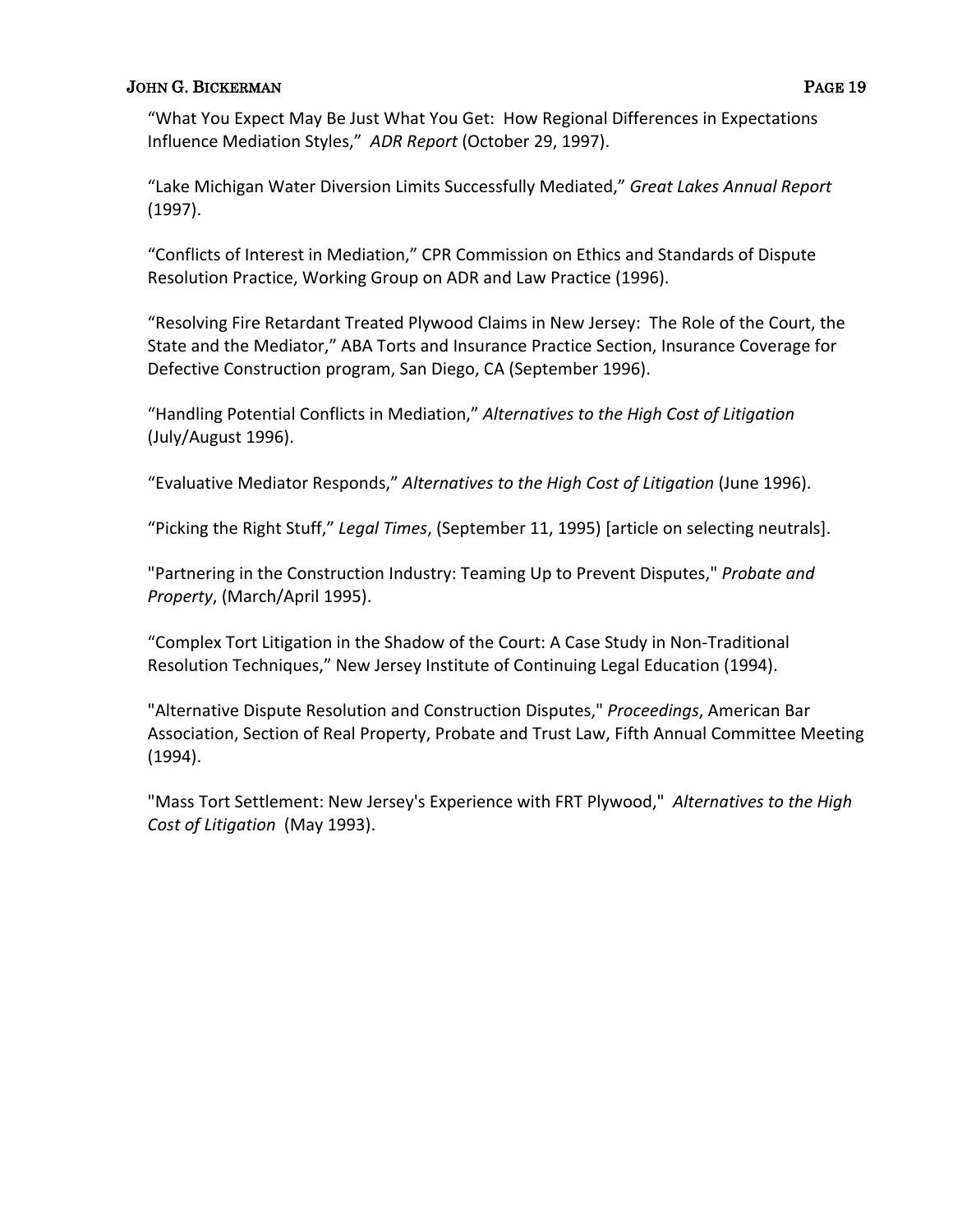“What You Expect May Be Just What You Get: How Regional Differences in Expectations Influence Mediation Styles,” *ADR Report* (October 29, 1997).

“Lake Michigan Water Diversion Limits Successfully Mediated,” *Great Lakes Annual Report* (1997).

“Conflicts of Interest in Mediation,” CPR Commission on Ethics and Standards of Dispute Resolution Practice, Working Group on ADR and Law Practice (1996).

“Resolving Fire Retardant Treated Plywood Claims in New Jersey: The Role of the Court, the State and the Mediator,” ABA Torts and Insurance Practice Section, Insurance Coverage for Defective Construction program, San Diego, CA (September 1996).

“Handling Potential Conflicts in Mediation,” *Alternatives to the High Cost of Litigation* (July/August 1996).

“Evaluative Mediator Responds,” *Alternatives to the High Cost of Litigation* (June 1996).

“Picking the Right Stuff,” *Legal Times*, (September 11, 1995) [article on selecting neutrals].

"Partnering in the Construction Industry: Teaming Up to Prevent Disputes," *Probate and Property*, (March/April 1995).

“Complex Tort Litigation in the Shadow of the Court: A Case Study in Non-Traditional Resolution Techniques,” New Jersey Institute of Continuing Legal Education (1994).

"Alternative Dispute Resolution and Construction Disputes," *Proceedings*, American Bar Association, Section of Real Property, Probate and Trust Law, Fifth Annual Committee Meeting (1994).

"Mass Tort Settlement: New Jersey's Experience with FRT Plywood," *Alternatives to the High Cost of Litigation* (May 1993).